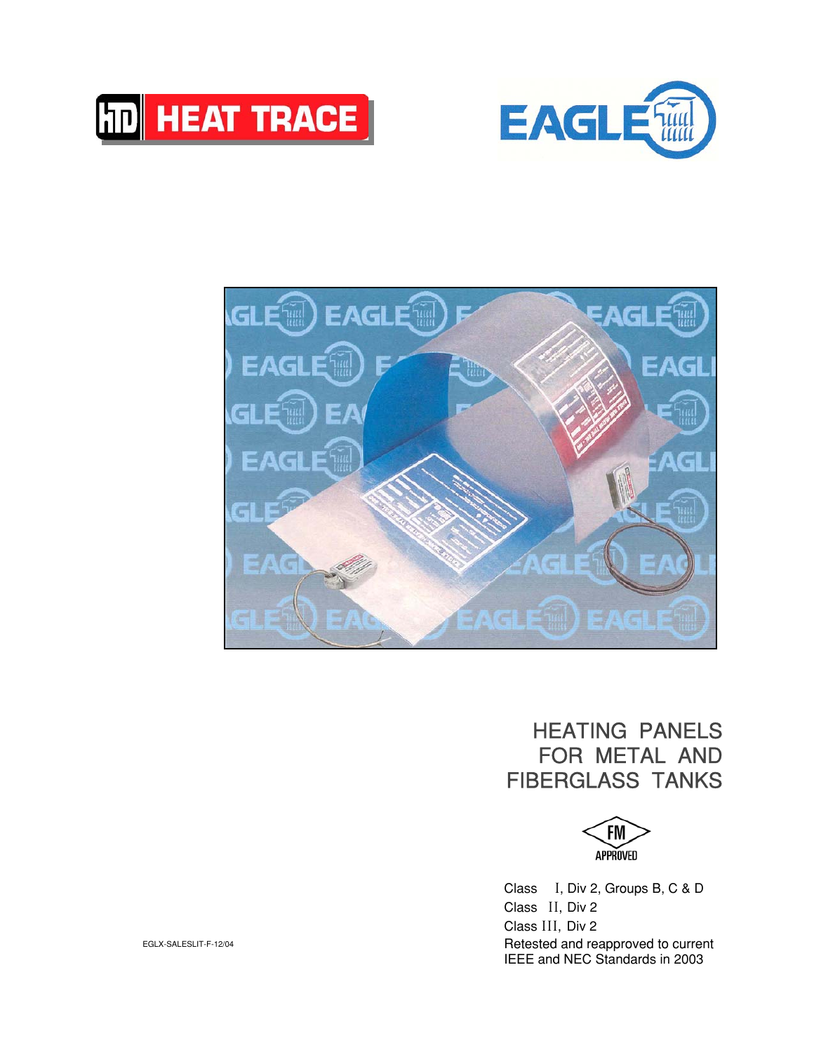HEAT TRACE

EAGLE

# HEATING PANELS FOR METAL AND FIBERGLASS TANKS

FM APPROVED

Class I, Div 2, Groups B, C & D
Class II, Div 2
Class III, Div 2
Retested and reapproved to current IEEE and NEC Standards in 2003

EGLX-SALESLIT-F-12/04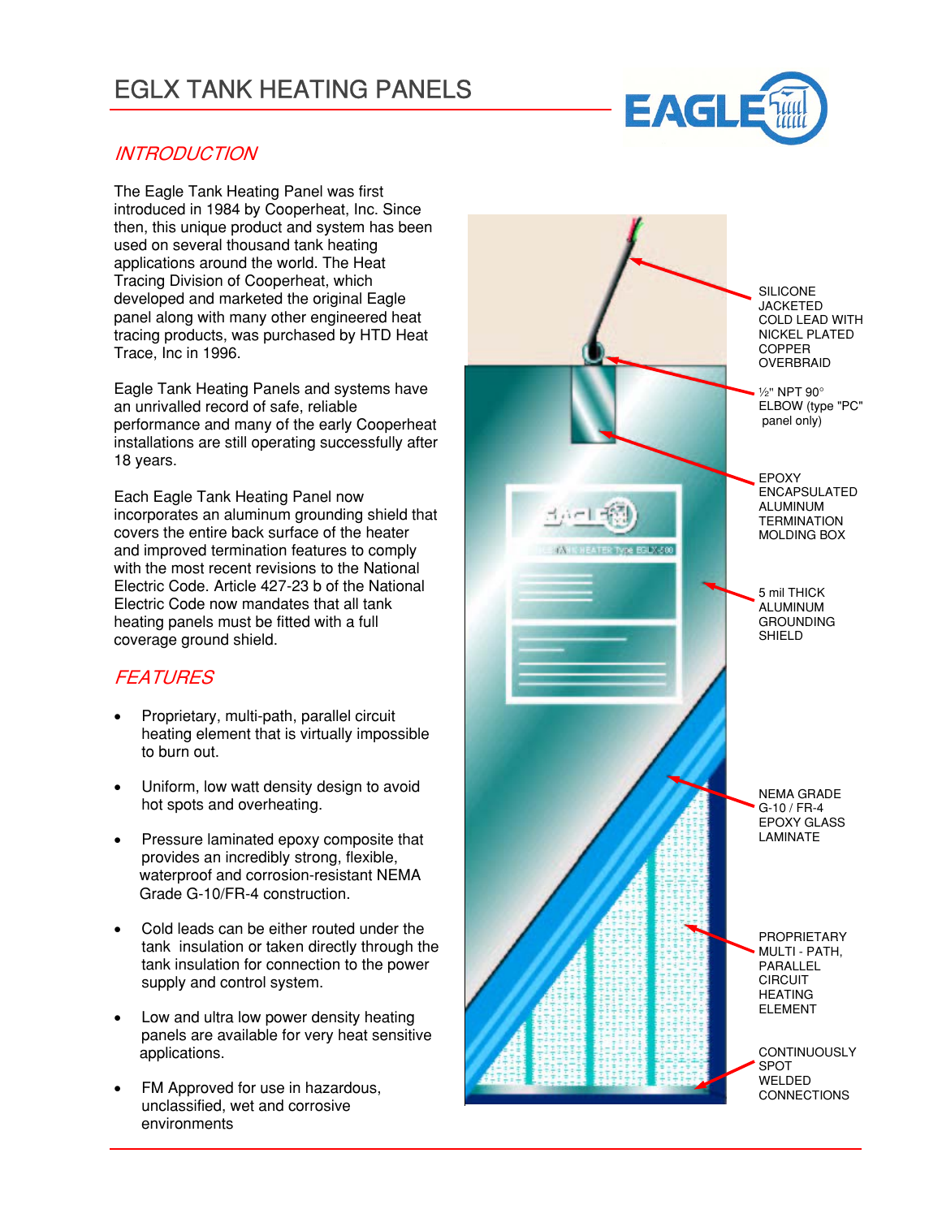# EGLX TANK HEATING PANELS

## INTRODUCTION

The Eagle Tank Heating Panel was first introduced in 1984 by Cooperheat, Inc. Since then, this unique product and system has been used on several thousand tank heating applications around the world. The Heat Tracing Division of Cooperheat, which developed and marketed the original Eagle panel along with many other engineered heat tracing products, was purchased by HTD Heat Trace, Inc in 1996.

Eagle Tank Heating Panels and systems have an unrivalled record of safe, reliable performance and many of the early Cooperheat installations are still operating successfully after 18 years.

Each Eagle Tank Heating Panel now incorporates an aluminum grounding shield that covers the entire back surface of the heater and improved termination features to comply with the most recent revisions to the National Electric Code. Article 427-23 b of the National Electric Code now mandates that all tank heating panels must be fitted with a full coverage ground shield.

## FEATURES

- Proprietary, multi-path, parallel circuit heating element that is virtually impossible to burn out.
- Uniform, low watt density design to avoid hot spots and overheating.
- Pressure laminated epoxy composite that provides an incredibly strong, flexible, waterproof and corrosion-resistant NEMA Grade G-10/FR-4 construction.
- Cold leads can be either routed under the tank insulation or taken directly through the tank insulation for connection to the power supply and control system.
- Low and ultra low power density heating panels are available for very heat sensitive applications.
- FM Approved for use in hazardous, unclassified, wet and corrosive environments

SILICONE JACKETED COLD LEAD WITH NICKEL PLATED COPPER OVERBRAID

½" NPT 90° ELBOW (type "PC" panel only)

EPOXY ENCAPSULATED ALUMINUM TERMINATION MOLDING BOX

5 mil THICK ALUMINUM GROUNDING SHIELD

NEMA GRADE G-10 / FR-4 EPOXY GLASS LAMINATE

PROPRIETARY MULTI - PATH, PARALLEL CIRCUIT HEATING ELEMENT

CONTINUOUSLY SPOT WELDED CONNECTIONS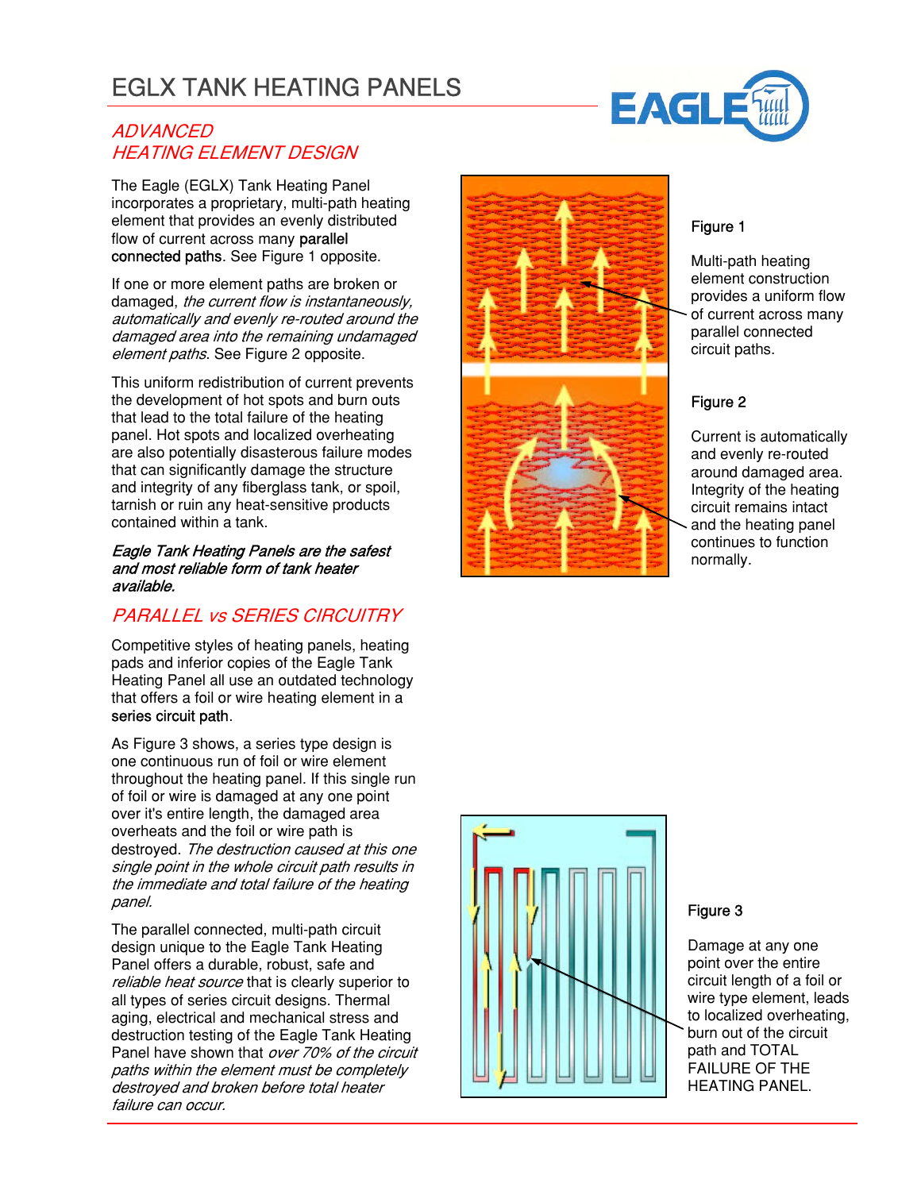# EGLX TANK HEATING PANELS

## *ADVANCED HEATING ELEMENT DESIGN*

The Eagle (EGLX) Tank Heating Panel incorporates a proprietary, multi-path heating element that provides an evenly distributed flow of current across many parallel connected paths. See Figure 1 opposite.

If one or more element paths are broken or damaged, *the current flow is instantaneously, automatically and evenly re-routed around the damaged area into the remaining undamaged element paths*. See Figure 2 opposite.

This uniform redistribution of current prevents the development of hot spots and burn outs that lead to the total failure of the heating panel. Hot spots and localized overheating are also potentially disastrous failure modes that can significantly damage the structure and integrity of any fiberglass tank, or spoil, tarnish or ruin any heat-sensitive products contained within a tank.

***Eagle Tank Heating Panels are the safest and most reliable form of tank heater available.***

Figure 1

Multi-path heating element construction provides a uniform flow of current across many parallel connected circuit paths.

Figure 2

Current is automatically and evenly re-routed around damaged area. Integrity of the heating circuit remains intact and the heating panel continues to function normally.

## *PARALLEL vs SERIES CIRCUITRY*

Competitive styles of heating panels, heating pads and inferior copies of the Eagle Tank Heating Panel all use an outdated technology that offers a foil or wire heating element in a series circuit path.

As Figure 3 shows, a series type design is one continuous run of foil or wire element throughout the heating panel. If this single run of foil or wire is damaged at any one point over it's entire length, the damaged area overheats and the foil or wire path is destroyed. *The destruction caused at this one single point in the whole circuit path results in the immediate and total failure of the heating panel.*

The parallel connected, multi-path circuit design unique to the Eagle Tank Heating Panel offers a durable, robust, safe and *reliable heat source* that is clearly superior to all types of series circuit designs. Thermal aging, electrical and mechanical stress and destruction testing of the Eagle Tank Heating Panel have shown that *over 70% of the circuit paths within the element must be completely destroyed and broken before total heater failure can occur.*

Figure 3

Damage at any one point over the entire circuit length of a foil or wire type element, leads to localized overheating, burn out of the circuit path and TOTAL FAILURE OF THE HEATING PANEL.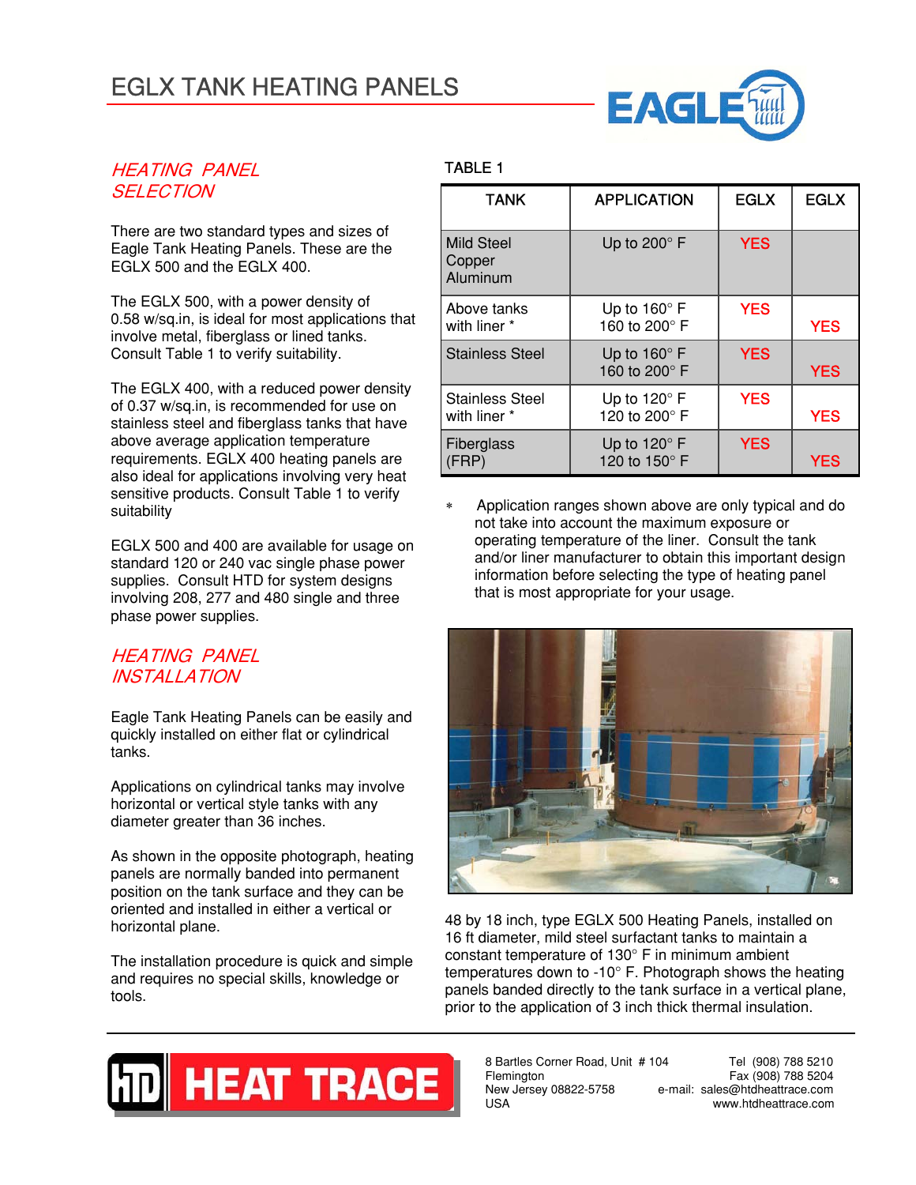# EGLX TANK HEATING PANELS

## *HEATING PANEL SELECTION*

There are two standard types and sizes of Eagle Tank Heating Panels. These are the EGLX 500 and the EGLX 400.

The EGLX 500, with a power density of 0.58 w/sq.in, is ideal for most applications that involve metal, fiberglass or lined tanks. Consult Table 1 to verify suitability.

The EGLX 400, with a reduced power density of 0.37 w/sq.in, is recommended for use on stainless steel and fiberglass tanks that have above average application temperature requirements. EGLX 400 heating panels are also ideal for applications involving very heat sensitive products. Consult Table 1 to verify suitability

EGLX 500 and 400 are available for usage on standard 120 or 240 vac single phase power supplies. Consult HTD for system designs involving 208, 277 and 480 single and three phase power supplies.

## *HEATING PANEL INSTALLATION*

Eagle Tank Heating Panels can be easily and quickly installed on either flat or cylindrical tanks.

Applications on cylindrical tanks may involve horizontal or vertical style tanks with any diameter greater than 36 inches.

As shown in the opposite photograph, heating panels are normally banded into permanent position on the tank surface and they can be oriented and installed in either a vertical or horizontal plane.

The installation procedure is quick and simple and requires no special skills, knowledge or tools.

TABLE 1

| TANK | APPLICATION | EGLX | EGLX |
|---|---|---|---|
| Mild Steel Copper Aluminum | Up to 200° F | YES | |
| Above tanks with liner * | Up to 160° F | YES | |
| | 160 to 200° F | | YES |
| Stainless Steel | Up to 160° F | YES | |
| | 160 to 200° F | | YES |
| Stainless Steel with liner * | Up to 120° F | YES | |
| | 120 to 200° F | | YES |
| Fiberglass (FRP) | Up to 120° F | YES | |
| | 120 to 150° F | | YES |

\* Application ranges shown above are only typical and do not take into account the maximum exposure or operating temperature of the liner. Consult the tank and/or liner manufacturer to obtain this important design information before selecting the type of heating panel that is most appropriate for your usage.

48 by 18 inch, type EGLX 500 Heating Panels, installed on 16 ft diameter, mild steel surfactant tanks to maintain a constant temperature of 130° F in minimum ambient temperatures down to -10° F. Photograph shows the heating panels banded directly to the tank surface in a vertical plane, prior to the application of 3 inch thick thermal insulation.

HTD HEAT TRACE

8 Bartles Corner Road, Unit # 104
Flemington
New Jersey 08822-5758
USA

Tel (908) 788 5210
Fax (908) 788 5204
e-mail: sales@htdheattrace.com
www.htdheattrace.com